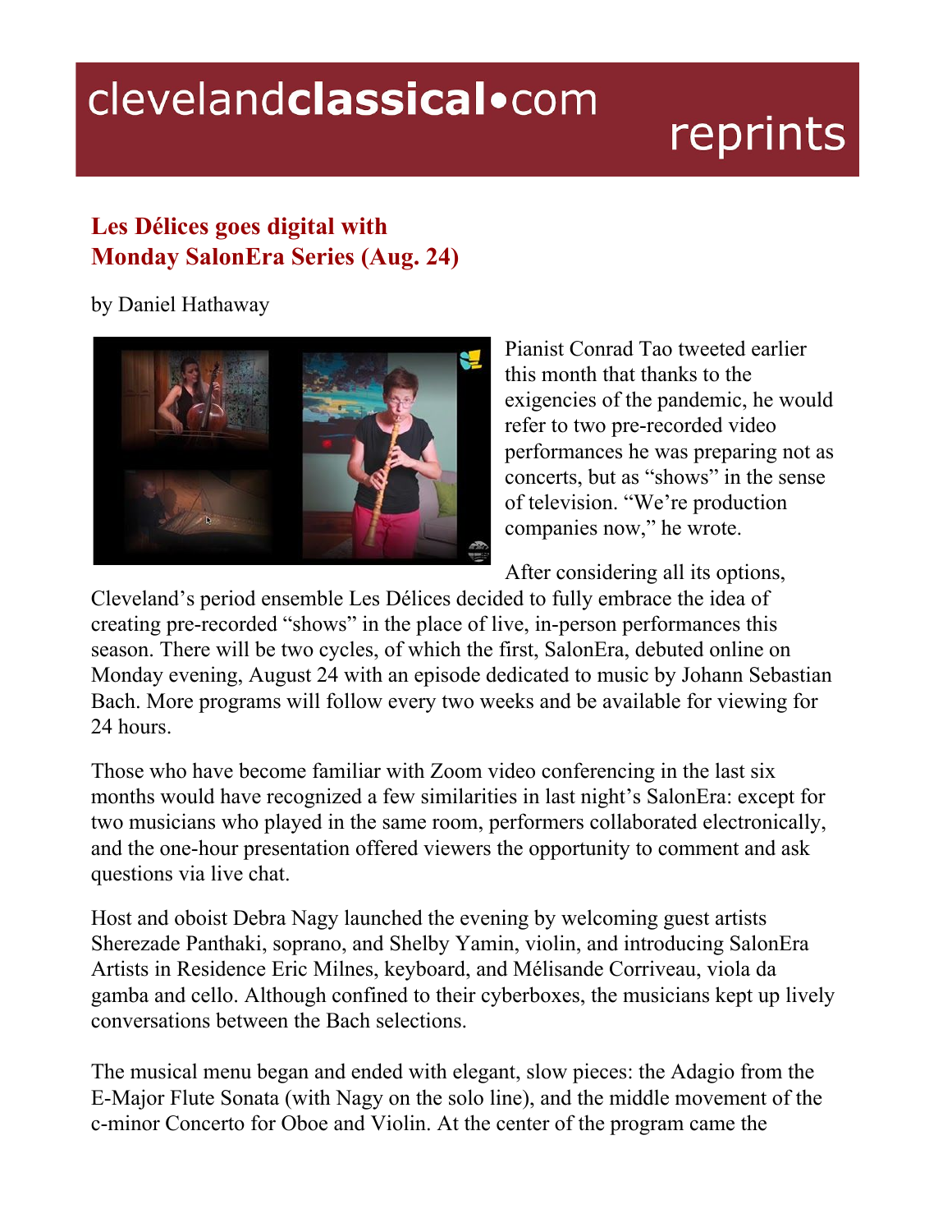# Les Délices goes digital with Monday SalonEra Series (Aug. 24)

by Daniel Hathaway

Pianist Conrad Tao tweeted earlier this month that thanks to the exigencies of the pandemic, he would refer to two pre-recorded video performances he was preparing not as concerts, but as "shows" in the sense of television. "We're production companies now," he wrote.

After considering all its options, Cleveland's period ensemble Les Délices decided to fully embrace the idea of creating pre-recorded "shows" in the place of live, in-person performances this season. There will be two cycles, of which the first, SalonEra, debuted online on Monday evening, August 24 with an episode dedicated to music by Johann Sebastian Bach. More programs will follow every two weeks and be available for viewing for 24 hours.

Those who have become familiar with Zoom video conferencing in the last six months would have recognized a few similarities in last night's SalonEra: except for two musicians who played in the same room, performers collaborated electronically, and the one-hour presentation offered viewers the opportunity to comment and ask questions via live chat.

Host and oboist Debra Nagy launched the evening by welcoming guest artists Sherezade Panthaki, soprano, and Shelby Yamin, violin, and introducing SalonEra Artists in Residence Eric Milnes, keyboard, and Mélisande Corriveau, viola da gamba and cello. Although confined to their cyberboxes, the musicians kept up lively conversations between the Bach selections.

The musical menu began and ended with elegant, slow pieces: the Adagio from the E-Major Flute Sonata (with Nagy on the solo line), and the middle movement of the c-minor Concerto for Oboe and Violin. At the center of the program came the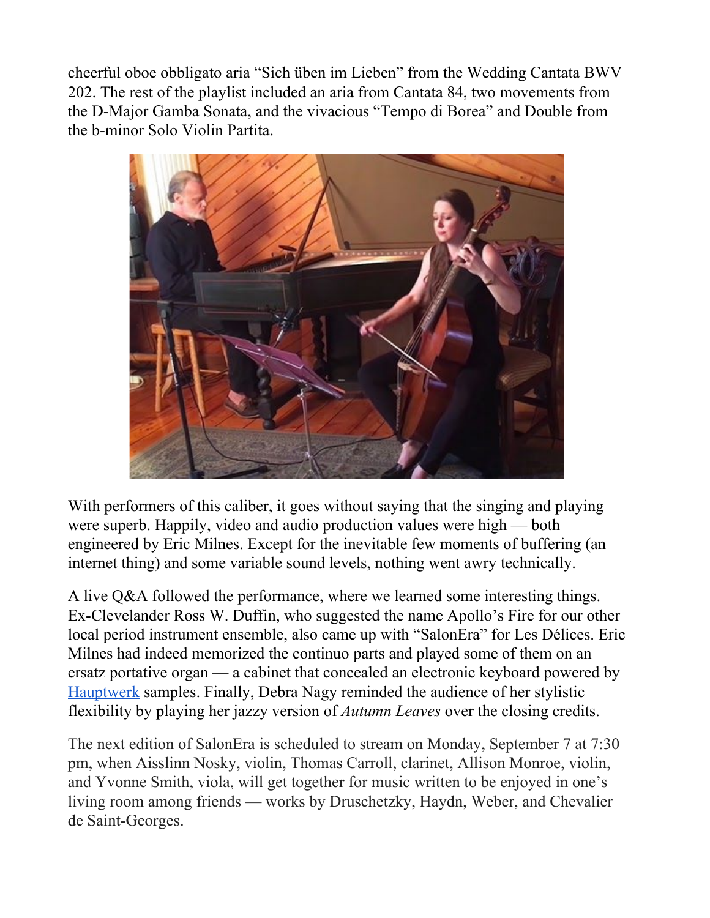cheerful oboe obbligato aria "Sich üben im Lieben" from the Wedding Cantata BWV 202. The rest of the playlist included an aria from Cantata 84, two movements from the D-Major Gamba Sonata, and the vivacious "Tempo di Borea" and Double from the b-minor Solo Violin Partita.

With performers of this caliber, it goes without saying that the singing and playing were superb. Happily, video and audio production values were high — both engineered by Eric Milnes. Except for the inevitable few moments of buffering (an internet thing) and some variable sound levels, nothing went awry technically.

A live Q&A followed the performance, where we learned some interesting things. Ex-Clevelander Ross W. Duffin, who suggested the name Apollo's Fire for our other local period instrument ensemble, also came up with "SalonEra" for Les Délices. Eric Milnes had indeed memorized the continuo parts and played some of them on an ersatz portative organ — a cabinet that concealed an electronic keyboard powered by [Hauptwerk](Hauptwerk) samples. Finally, Debra Nagy reminded the audience of her stylistic flexibility by playing her jazzy version of *Autumn Leaves* over the closing credits.

The next edition of SalonEra is scheduled to stream on Monday, September 7 at 7:30 pm, when Aisslinn Nosky, violin, Thomas Carroll, clarinet, Allison Monroe, violin, and Yvonne Smith, viola, will get together for music written to be enjoyed in one's living room among friends — works by Druschetzky, Haydn, Weber, and Chevalier de Saint-Georges.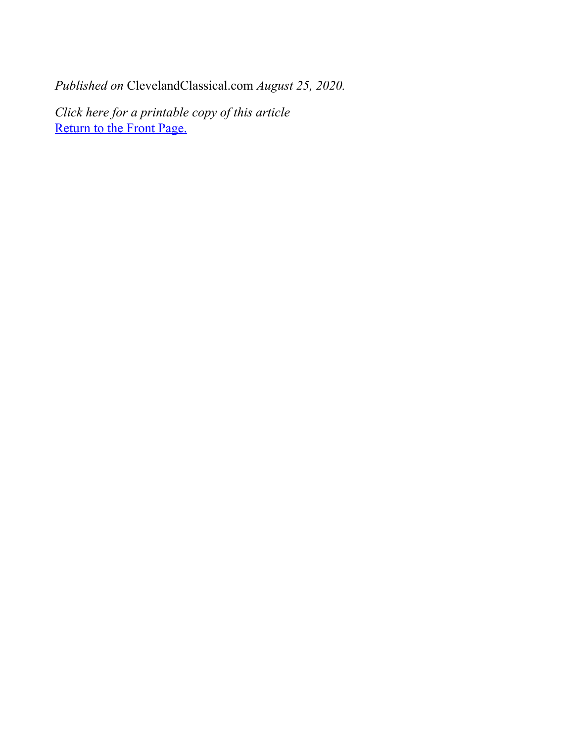*Published on* ClevelandClassical.com *August 25, 2020.*

*Click here for a printable copy of this article*
[Return to the Front Page.]